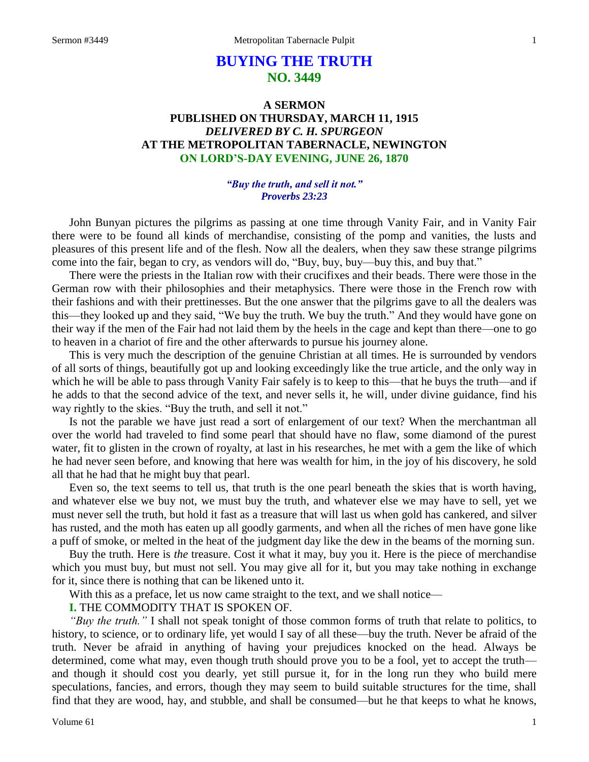# BUYING THE TRUTH
## NO. 3449

### A SERMON
### PUBLISHED ON THURSDAY, MARCH 11, 1915
### *DELIVERED BY C. H. SPURGEON*
### AT THE METROPOLITAN TABERNACLE, NEWINGTON
### ON LORD'S-DAY EVENING, JUNE 26, 1870

*"Buy the truth, and sell it not."*
*Proverbs 23:23*

John Bunyan pictures the pilgrims as passing at one time through Vanity Fair, and in Vanity Fair there were to be found all kinds of merchandise, consisting of the pomp and vanities, the lusts and pleasures of this present life and of the flesh. Now all the dealers, when they saw these strange pilgrims come into the fair, began to cry, as vendors will do, "Buy, buy, buy—buy this, and buy that."

There were the priests in the Italian row with their crucifixes and their beads. There were those in the German row with their philosophies and their metaphysics. There were those in the French row with their fashions and with their prettinesses. But the one answer that the pilgrims gave to all the dealers was this—they looked up and they said, "We buy the truth. We buy the truth." And they would have gone on their way if the men of the Fair had not laid them by the heels in the cage and kept than there—one to go to heaven in a chariot of fire and the other afterwards to pursue his journey alone.

This is very much the description of the genuine Christian at all times. He is surrounded by vendors of all sorts of things, beautifully got up and looking exceedingly like the true article, and the only way in which he will be able to pass through Vanity Fair safely is to keep to this—that he buys the truth—and if he adds to that the second advice of the text, and never sells it, he will, under divine guidance, find his way rightly to the skies. "Buy the truth, and sell it not."

Is not the parable we have just read a sort of enlargement of our text? When the merchantman all over the world had traveled to find some pearl that should have no flaw, some diamond of the purest water, fit to glisten in the crown of royalty, at last in his researches, he met with a gem the like of which he had never seen before, and knowing that here was wealth for him, in the joy of his discovery, he sold all that he had that he might buy that pearl.

Even so, the text seems to tell us, that truth is the one pearl beneath the skies that is worth having, and whatever else we buy not, we must buy the truth, and whatever else we may have to sell, yet we must never sell the truth, but hold it fast as a treasure that will last us when gold has cankered, and silver has rusted, and the moth has eaten up all goodly garments, and when all the riches of men have gone like a puff of smoke, or melted in the heat of the judgment day like the dew in the beams of the morning sun.

Buy the truth. Here is *the* treasure. Cost it what it may, buy you it. Here is the piece of merchandise which you must buy, but must not sell. You may give all for it, but you may take nothing in exchange for it, since there is nothing that can be likened unto it.

With this as a preface, let us now came straight to the text, and we shall notice—

**I.** THE COMMODITY THAT IS SPOKEN OF.

*"Buy the truth."* I shall not speak tonight of those common forms of truth that relate to politics, to history, to science, or to ordinary life, yet would I say of all these—buy the truth. Never be afraid of the truth. Never be afraid in anything of having your prejudices knocked on the head. Always be determined, come what may, even though truth should prove you to be a fool, yet to accept the truth—and though it should cost you dearly, yet still pursue it, for in the long run they who build mere speculations, fancies, and errors, though they may seem to build suitable structures for the time, shall find that they are wood, hay, and stubble, and shall be consumed—but he that keeps to what he knows,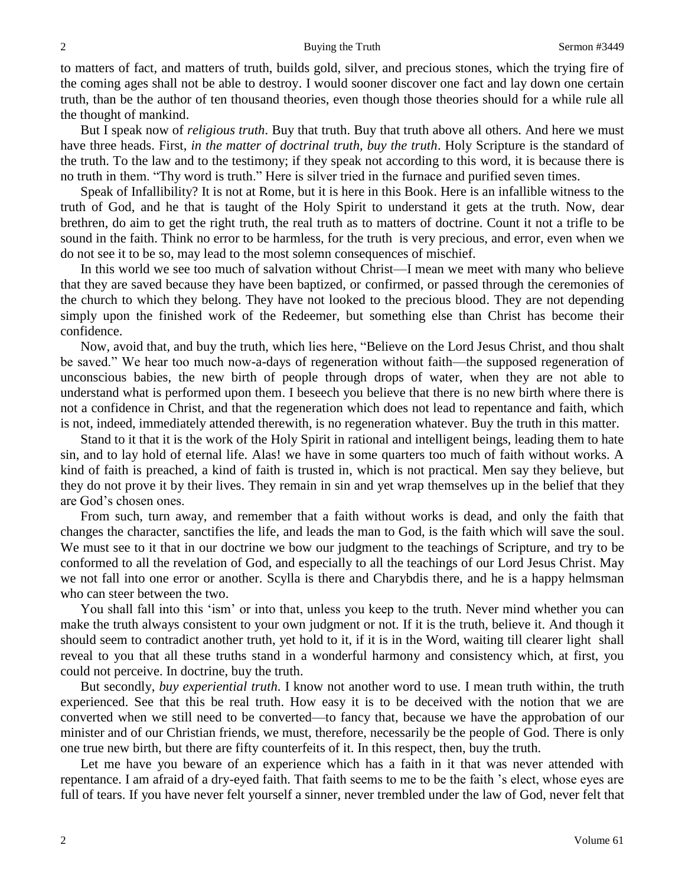to matters of fact, and matters of truth, builds gold, silver, and precious stones, which the trying fire of the coming ages shall not be able to destroy. I would sooner discover one fact and lay down one certain truth, than be the author of ten thousand theories, even though those theories should for a while rule all the thought of mankind.

But I speak now of *religious truth*. Buy that truth. Buy that truth above all others. And here we must have three heads. First, *in the matter of doctrinal truth, buy the truth*. Holy Scripture is the standard of the truth. To the law and to the testimony; if they speak not according to this word, it is because there is no truth in them. "Thy word is truth." Here is silver tried in the furnace and purified seven times.

Speak of Infallibility? It is not at Rome, but it is here in this Book. Here is an infallible witness to the truth of God, and he that is taught of the Holy Spirit to understand it gets at the truth. Now, dear brethren, do aim to get the right truth, the real truth as to matters of doctrine. Count it not a trifle to be sound in the faith. Think no error to be harmless, for the truth is very precious, and error, even when we do not see it to be so, may lead to the most solemn consequences of mischief.

In this world we see too much of salvation without Christ—I mean we meet with many who believe that they are saved because they have been baptized, or confirmed, or passed through the ceremonies of the church to which they belong. They have not looked to the precious blood. They are not depending simply upon the finished work of the Redeemer, but something else than Christ has become their confidence.

Now, avoid that, and buy the truth, which lies here, "Believe on the Lord Jesus Christ, and thou shalt be saved." We hear too much now-a-days of regeneration without faith—the supposed regeneration of unconscious babies, the new birth of people through drops of water, when they are not able to understand what is performed upon them. I beseech you believe that there is no new birth where there is not a confidence in Christ, and that the regeneration which does not lead to repentance and faith, which is not, indeed, immediately attended therewith, is no regeneration whatever. Buy the truth in this matter.

Stand to it that it is the work of the Holy Spirit in rational and intelligent beings, leading them to hate sin, and to lay hold of eternal life. Alas! we have in some quarters too much of faith without works. A kind of faith is preached, a kind of faith is trusted in, which is not practical. Men say they believe, but they do not prove it by their lives. They remain in sin and yet wrap themselves up in the belief that they are God's chosen ones.

From such, turn away, and remember that a faith without works is dead, and only the faith that changes the character, sanctifies the life, and leads the man to God, is the faith which will save the soul. We must see to it that in our doctrine we bow our judgment to the teachings of Scripture, and try to be conformed to all the revelation of God, and especially to all the teachings of our Lord Jesus Christ. May we not fall into one error or another. Scylla is there and Charybdis there, and he is a happy helmsman who can steer between the two.

You shall fall into this 'ism' or into that, unless you keep to the truth. Never mind whether you can make the truth always consistent to your own judgment or not. If it is the truth, believe it. And though it should seem to contradict another truth, yet hold to it, if it is in the Word, waiting till clearer light shall reveal to you that all these truths stand in a wonderful harmony and consistency which, at first, you could not perceive. In doctrine, buy the truth.

But secondly, *buy experiential truth*. I know not another word to use. I mean truth within, the truth experienced. See that this be real truth. How easy it is to be deceived with the notion that we are converted when we still need to be converted—to fancy that, because we have the approbation of our minister and of our Christian friends, we must, therefore, necessarily be the people of God. There is only one true new birth, but there are fifty counterfeits of it. In this respect, then, buy the truth.

Let me have you beware of an experience which has a faith in it that was never attended with repentance. I am afraid of a dry-eyed faith. That faith seems to me to be the faith 's elect, whose eyes are full of tears. If you have never felt yourself a sinner, never trembled under the law of God, never felt that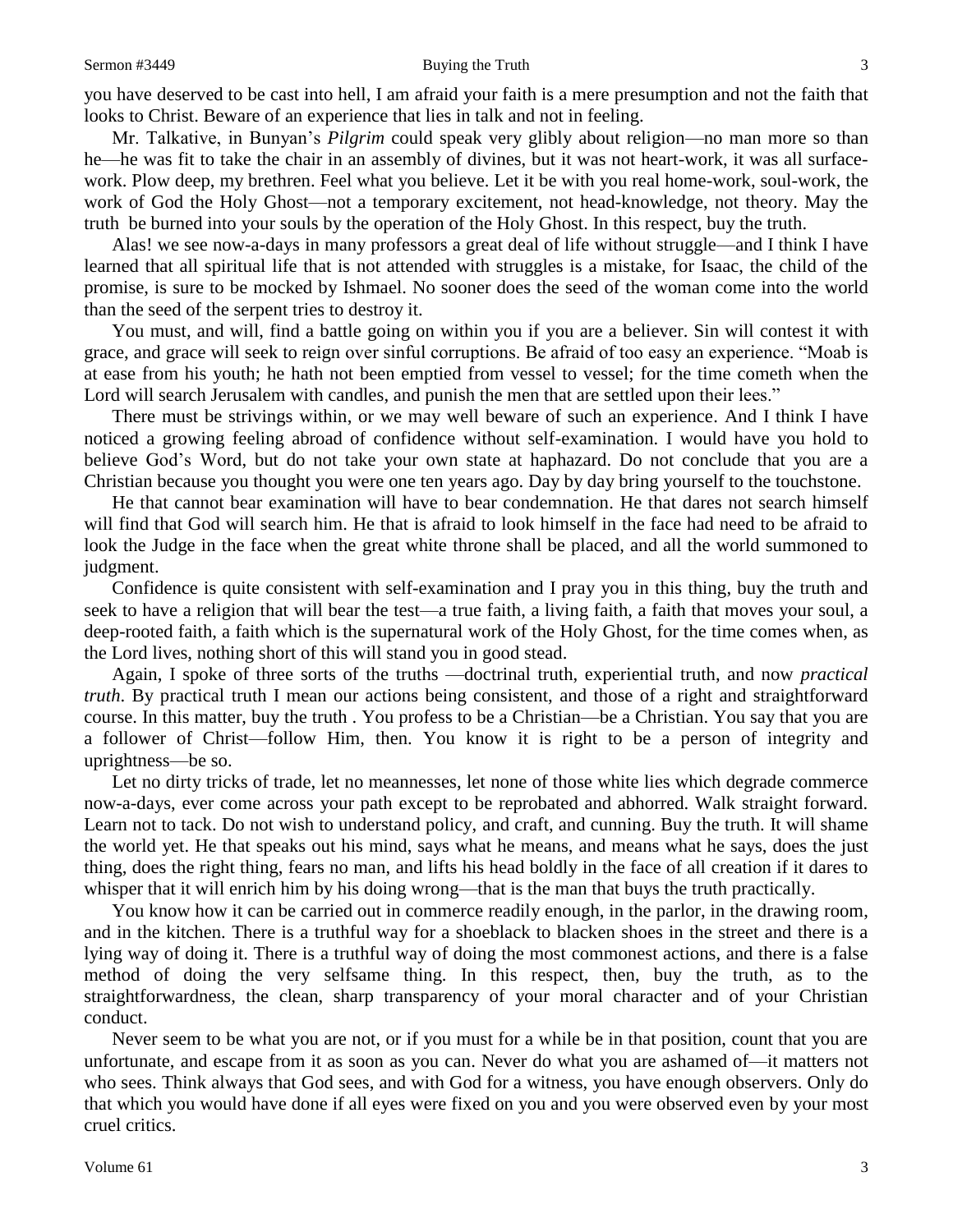you have deserved to be cast into hell, I am afraid your faith is a mere presumption and not the faith that looks to Christ. Beware of an experience that lies in talk and not in feeling.

Mr. Talkative, in Bunyan's *Pilgrim* could speak very glibly about religion—no man more so than he—he was fit to take the chair in an assembly of divines, but it was not heart-work, it was all surface-work. Plow deep, my brethren. Feel what you believe. Let it be with you real home-work, soul-work, the work of God the Holy Ghost—not a temporary excitement, not head-knowledge, not theory. May the truth be burned into your souls by the operation of the Holy Ghost. In this respect, buy the truth.

Alas! we see now-a-days in many professors a great deal of life without struggle—and I think I have learned that all spiritual life that is not attended with struggles is a mistake, for Isaac, the child of the promise, is sure to be mocked by Ishmael. No sooner does the seed of the woman come into the world than the seed of the serpent tries to destroy it.

You must, and will, find a battle going on within you if you are a believer. Sin will contest it with grace, and grace will seek to reign over sinful corruptions. Be afraid of too easy an experience. "Moab is at ease from his youth; he hath not been emptied from vessel to vessel; for the time cometh when the Lord will search Jerusalem with candles, and punish the men that are settled upon their lees."

There must be strivings within, or we may well beware of such an experience. And I think I have noticed a growing feeling abroad of confidence without self-examination. I would have you hold to believe God's Word, but do not take your own state at haphazard. Do not conclude that you are a Christian because you thought you were one ten years ago. Day by day bring yourself to the touchstone.

He that cannot bear examination will have to bear condemnation. He that dares not search himself will find that God will search him. He that is afraid to look himself in the face had need to be afraid to look the Judge in the face when the great white throne shall be placed, and all the world summoned to judgment.

Confidence is quite consistent with self-examination and I pray you in this thing, buy the truth and seek to have a religion that will bear the test—a true faith, a living faith, a faith that moves your soul, a deep-rooted faith, a faith which is the supernatural work of the Holy Ghost, for the time comes when, as the Lord lives, nothing short of this will stand you in good stead.

Again, I spoke of three sorts of the truths —doctrinal truth, experiential truth, and now *practical truth*. By practical truth I mean our actions being consistent, and those of a right and straightforward course. In this matter, buy the truth . You profess to be a Christian—be a Christian. You say that you are a follower of Christ—follow Him, then. You know it is right to be a person of integrity and uprightness—be so.

Let no dirty tricks of trade, let no meannesses, let none of those white lies which degrade commerce now-a-days, ever come across your path except to be reprobated and abhorred. Walk straight forward. Learn not to tack. Do not wish to understand policy, and craft, and cunning. Buy the truth. It will shame the world yet. He that speaks out his mind, says what he means, and means what he says, does the just thing, does the right thing, fears no man, and lifts his head boldly in the face of all creation if it dares to whisper that it will enrich him by his doing wrong—that is the man that buys the truth practically.

You know how it can be carried out in commerce readily enough, in the parlor, in the drawing room, and in the kitchen. There is a truthful way for a shoeblack to blacken shoes in the street and there is a lying way of doing it. There is a truthful way of doing the most commonest actions, and there is a false method of doing the very selfsame thing. In this respect, then, buy the truth, as to the straightforwardness, the clean, sharp transparency of your moral character and of your Christian conduct.

Never seem to be what you are not, or if you must for a while be in that position, count that you are unfortunate, and escape from it as soon as you can. Never do what you are ashamed of—it matters not who sees. Think always that God sees, and with God for a witness, you have enough observers. Only do that which you would have done if all eyes were fixed on you and you were observed even by your most cruel critics.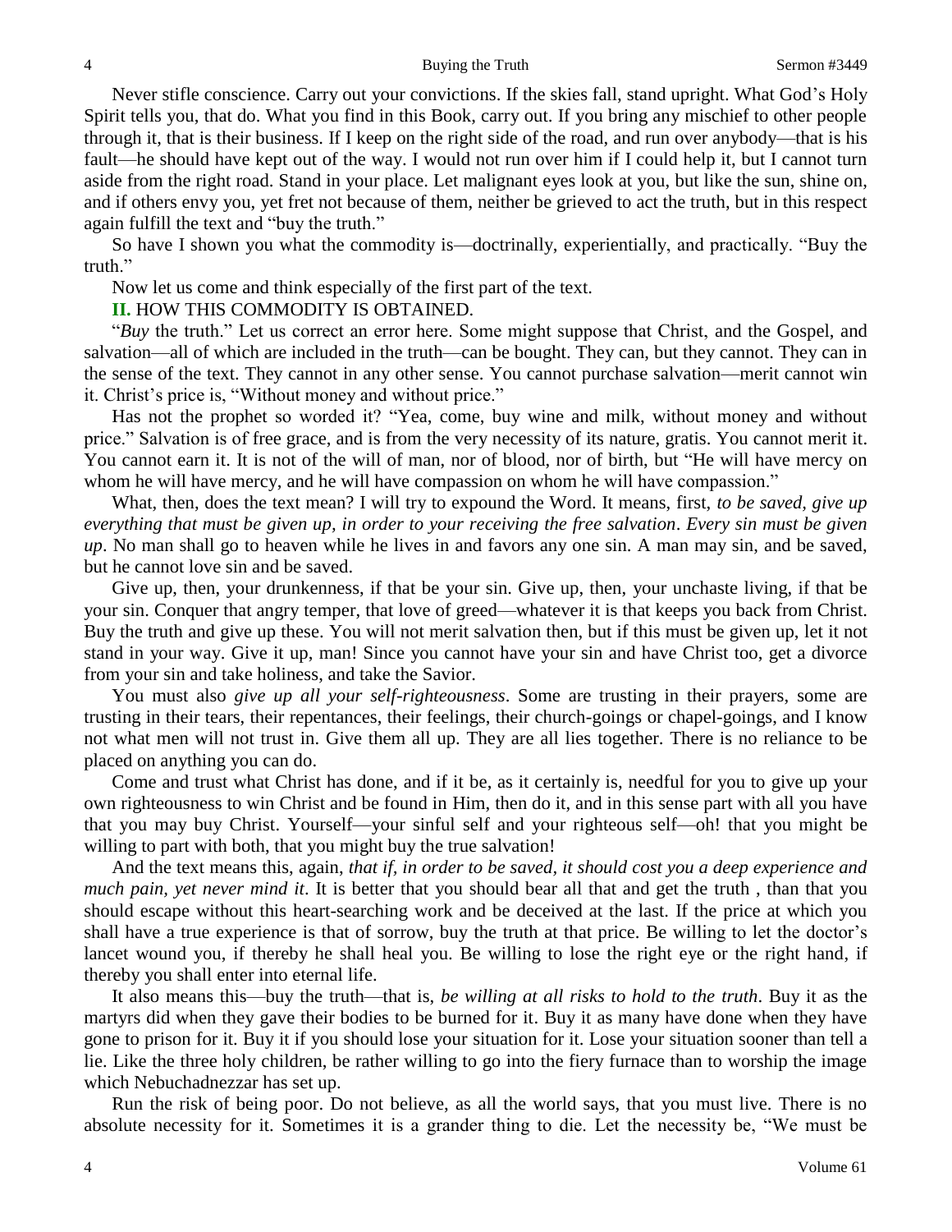Never stifle conscience. Carry out your convictions. If the skies fall, stand upright. What God's Holy Spirit tells you, that do. What you find in this Book, carry out. If you bring any mischief to other people through it, that is their business. If I keep on the right side of the road, and run over anybody—that is his fault—he should have kept out of the way. I would not run over him if I could help it, but I cannot turn aside from the right road. Stand in your place. Let malignant eyes look at you, but like the sun, shine on, and if others envy you, yet fret not because of them, neither be grieved to act the truth, but in this respect again fulfill the text and "buy the truth."

So have I shown you what the commodity is—doctrinally, experientially, and practically. "Buy the truth."

Now let us come and think especially of the first part of the text.

**II.** HOW THIS COMMODITY IS OBTAINED.

"*Buy* the truth." Let us correct an error here. Some might suppose that Christ, and the Gospel, and salvation—all of which are included in the truth—can be bought. They can, but they cannot. They can in the sense of the text. They cannot in any other sense. You cannot purchase salvation—merit cannot win it. Christ's price is, "Without money and without price."

Has not the prophet so worded it? "Yea, come, buy wine and milk, without money and without price." Salvation is of free grace, and is from the very necessity of its nature, gratis. You cannot merit it. You cannot earn it. It is not of the will of man, nor of blood, nor of birth, but "He will have mercy on whom he will have mercy, and he will have compassion on whom he will have compassion."

What, then, does the text mean? I will try to expound the Word. It means, first, *to be saved, give up everything that must be given up, in order to your receiving the free salvation*. *Every sin must be given up*. No man shall go to heaven while he lives in and favors any one sin. A man may sin, and be saved, but he cannot love sin and be saved.

Give up, then, your drunkenness, if that be your sin. Give up, then, your unchaste living, if that be your sin. Conquer that angry temper, that love of greed—whatever it is that keeps you back from Christ. Buy the truth and give up these. You will not merit salvation then, but if this must be given up, let it not stand in your way. Give it up, man! Since you cannot have your sin and have Christ too, get a divorce from your sin and take holiness, and take the Savior.

You must also *give up all your self-righteousness*. Some are trusting in their prayers, some are trusting in their tears, their repentances, their feelings, their church-goings or chapel-goings, and I know not what men will not trust in. Give them all up. They are all lies together. There is no reliance to be placed on anything you can do.

Come and trust what Christ has done, and if it be, as it certainly is, needful for you to give up your own righteousness to win Christ and be found in Him, then do it, and in this sense part with all you have that you may buy Christ. Yourself—your sinful self and your righteous self—oh! that you might be willing to part with both, that you might buy the true salvation!

And the text means this, again, *that if, in order to be saved, it should cost you a deep experience and much pain, yet never mind it*. It is better that you should bear all that and get the truth , than that you should escape without this heart-searching work and be deceived at the last. If the price at which you shall have a true experience is that of sorrow, buy the truth at that price. Be willing to let the doctor's lancet wound you, if thereby he shall heal you. Be willing to lose the right eye or the right hand, if thereby you shall enter into eternal life.

It also means this—buy the truth—that is, *be willing at all risks to hold to the truth*. Buy it as the martyrs did when they gave their bodies to be burned for it. Buy it as many have done when they have gone to prison for it. Buy it if you should lose your situation for it. Lose your situation sooner than tell a lie. Like the three holy children, be rather willing to go into the fiery furnace than to worship the image which Nebuchadnezzar has set up.

Run the risk of being poor. Do not believe, as all the world says, that you must live. There is no absolute necessity for it. Sometimes it is a grander thing to die. Let the necessity be, "We must be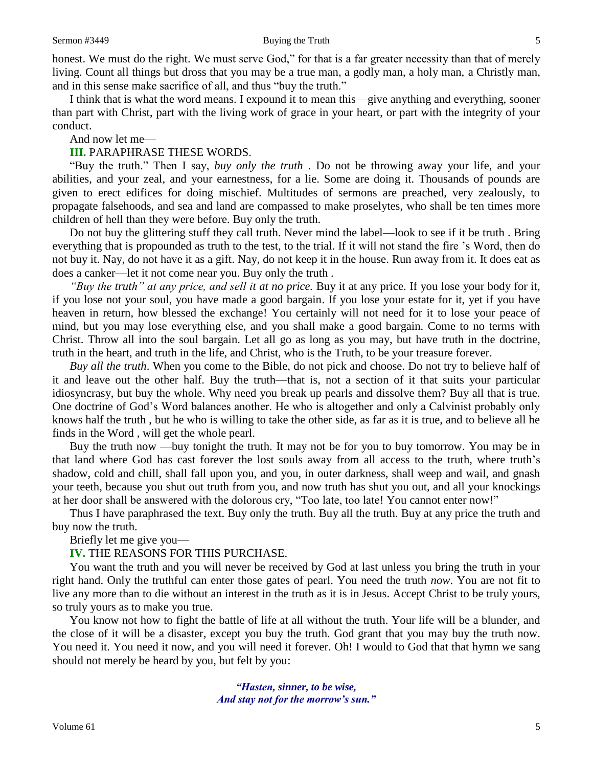honest. We must do the right. We must serve God," for that is a far greater necessity than that of merely living. Count all things but dross that you may be a true man, a godly man, a holy man, a Christly man, and in this sense make sacrifice of all, and thus "buy the truth."

I think that is what the word means. I expound it to mean this—give anything and everything, sooner than part with Christ, part with the living work of grace in your heart, or part with the integrity of your conduct.

And now let me—

**III.** PARAPHRASE THESE WORDS.

"Buy the truth." Then I say, *buy only the truth* . Do not be throwing away your life, and your abilities, and your zeal, and your earnestness, for a lie. Some are doing it. Thousands of pounds are given to erect edifices for doing mischief. Multitudes of sermons are preached, very zealously, to propagate falsehoods, and sea and land are compassed to make proselytes, who shall be ten times more children of hell than they were before. Buy only the truth.

Do not buy the glittering stuff they call truth. Never mind the label—look to see if it be truth . Bring everything that is propounded as truth to the test, to the trial. If it will not stand the fire 's Word, then do not buy it. Nay, do not have it as a gift. Nay, do not keep it in the house. Run away from it. It does eat as does a canker—let it not come near you. Buy only the truth .

*"Buy the truth" at any price, and sell it at no price.* Buy it at any price. If you lose your body for it, if you lose not your soul, you have made a good bargain. If you lose your estate for it, yet if you have heaven in return, how blessed the exchange! You certainly will not need for it to lose your peace of mind, but you may lose everything else, and you shall make a good bargain. Come to no terms with Christ. Throw all into the soul bargain. Let all go as long as you may, but have truth in the doctrine, truth in the heart, and truth in the life, and Christ, who is the Truth, to be your treasure forever.

*Buy all the truth*. When you come to the Bible, do not pick and choose. Do not try to believe half of it and leave out the other half. Buy the truth—that is, not a section of it that suits your particular idiosyncrasy, but buy the whole. Why need you break up pearls and dissolve them? Buy all that is true. One doctrine of God's Word balances another. He who is altogether and only a Calvinist probably only knows half the truth , but he who is willing to take the other side, as far as it is true, and to believe all he finds in the Word , will get the whole pearl.

Buy the truth now —buy tonight the truth. It may not be for you to buy tomorrow. You may be in that land where God has cast forever the lost souls away from all access to the truth, where truth's shadow, cold and chill, shall fall upon you, and you, in outer darkness, shall weep and wail, and gnash your teeth, because you shut out truth from you, and now truth has shut you out, and all your knockings at her door shall be answered with the dolorous cry, "Too late, too late! You cannot enter now!"

Thus I have paraphrased the text. Buy only the truth. Buy all the truth. Buy at any price the truth and buy now the truth.

Briefly let me give you—

**IV.** THE REASONS FOR THIS PURCHASE.

You want the truth and you will never be received by God at last unless you bring the truth in your right hand. Only the truthful can enter those gates of pearl. You need the truth *now*. You are not fit to live any more than to die without an interest in the truth as it is in Jesus. Accept Christ to be truly yours, so truly yours as to make you true.

You know not how to fight the battle of life at all without the truth. Your life will be a blunder, and the close of it will be a disaster, except you buy the truth. God grant that you may buy the truth now. You need it. You need it now, and you will need it forever. Oh! I would to God that that hymn we sang should not merely be heard by you, but felt by you:

> ***"Hasten, sinner, to be wise,***
> ***And stay not for the morrow's sun."***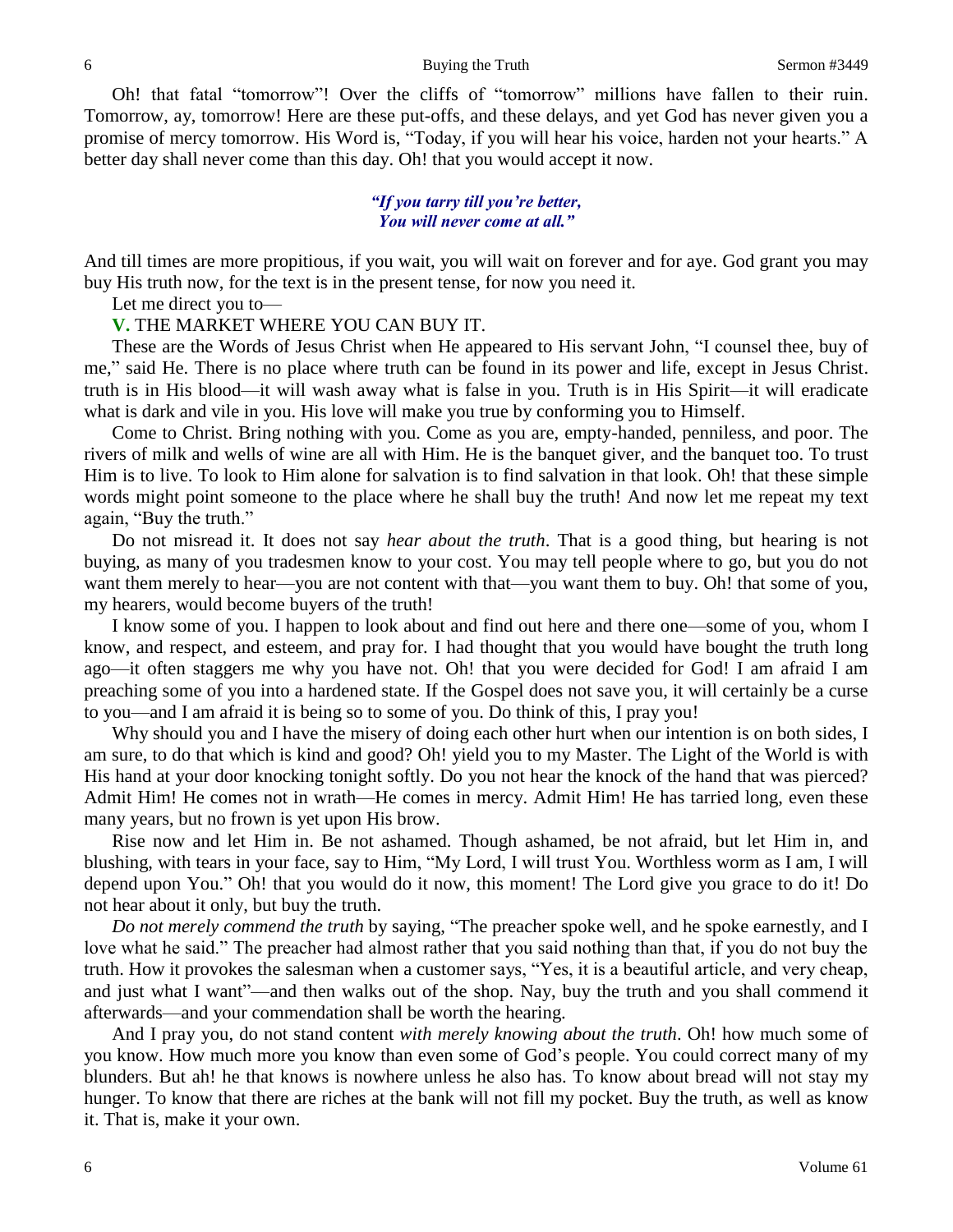Oh! that fatal "tomorrow"! Over the cliffs of "tomorrow" millions have fallen to their ruin. Tomorrow, ay, tomorrow! Here are these put-offs, and these delays, and yet God has never given you a promise of mercy tomorrow. His Word is, "Today, if you will hear his voice, harden not your hearts." A better day shall never come than this day. Oh! that you would accept it now.

*"If you tarry till you're better,*
*You will never come at all."*

And till times are more propitious, if you wait, you will wait on forever and for aye. God grant you may buy His truth now, for the text is in the present tense, for now you need it.

Let me direct you to—

**V.** THE MARKET WHERE YOU CAN BUY IT.

These are the Words of Jesus Christ when He appeared to His servant John, "I counsel thee, buy of me," said He. There is no place where truth can be found in its power and life, except in Jesus Christ. truth is in His blood—it will wash away what is false in you. Truth is in His Spirit—it will eradicate what is dark and vile in you. His love will make you true by conforming you to Himself.

Come to Christ. Bring nothing with you. Come as you are, empty-handed, penniless, and poor. The rivers of milk and wells of wine are all with Him. He is the banquet giver, and the banquet too. To trust Him is to live. To look to Him alone for salvation is to find salvation in that look. Oh! that these simple words might point someone to the place where he shall buy the truth! And now let me repeat my text again, "Buy the truth."

Do not misread it. It does not say *hear about the truth*. That is a good thing, but hearing is not buying, as many of you tradesmen know to your cost. You may tell people where to go, but you do not want them merely to hear—you are not content with that—you want them to buy. Oh! that some of you, my hearers, would become buyers of the truth!

I know some of you. I happen to look about and find out here and there one—some of you, whom I know, and respect, and esteem, and pray for. I had thought that you would have bought the truth long ago—it often staggers me why you have not. Oh! that you were decided for God! I am afraid I am preaching some of you into a hardened state. If the Gospel does not save you, it will certainly be a curse to you—and I am afraid it is being so to some of you. Do think of this, I pray you!

Why should you and I have the misery of doing each other hurt when our intention is on both sides, I am sure, to do that which is kind and good? Oh! yield you to my Master. The Light of the World is with His hand at your door knocking tonight softly. Do you not hear the knock of the hand that was pierced? Admit Him! He comes not in wrath—He comes in mercy. Admit Him! He has tarried long, even these many years, but no frown is yet upon His brow.

Rise now and let Him in. Be not ashamed. Though ashamed, be not afraid, but let Him in, and blushing, with tears in your face, say to Him, "My Lord, I will trust You. Worthless worm as I am, I will depend upon You." Oh! that you would do it now, this moment! The Lord give you grace to do it! Do not hear about it only, but buy the truth.

*Do not merely commend the truth* by saying, "The preacher spoke well, and he spoke earnestly, and I love what he said." The preacher had almost rather that you said nothing than that, if you do not buy the truth. How it provokes the salesman when a customer says, "Yes, it is a beautiful article, and very cheap, and just what I want"—and then walks out of the shop. Nay, buy the truth and you shall commend it afterwards—and your commendation shall be worth the hearing.

And I pray you, do not stand content *with merely knowing about the truth*. Oh! how much some of you know. How much more you know than even some of God's people. You could correct many of my blunders. But ah! he that knows is nowhere unless he also has. To know about bread will not stay my hunger. To know that there are riches at the bank will not fill my pocket. Buy the truth, as well as know it. That is, make it your own.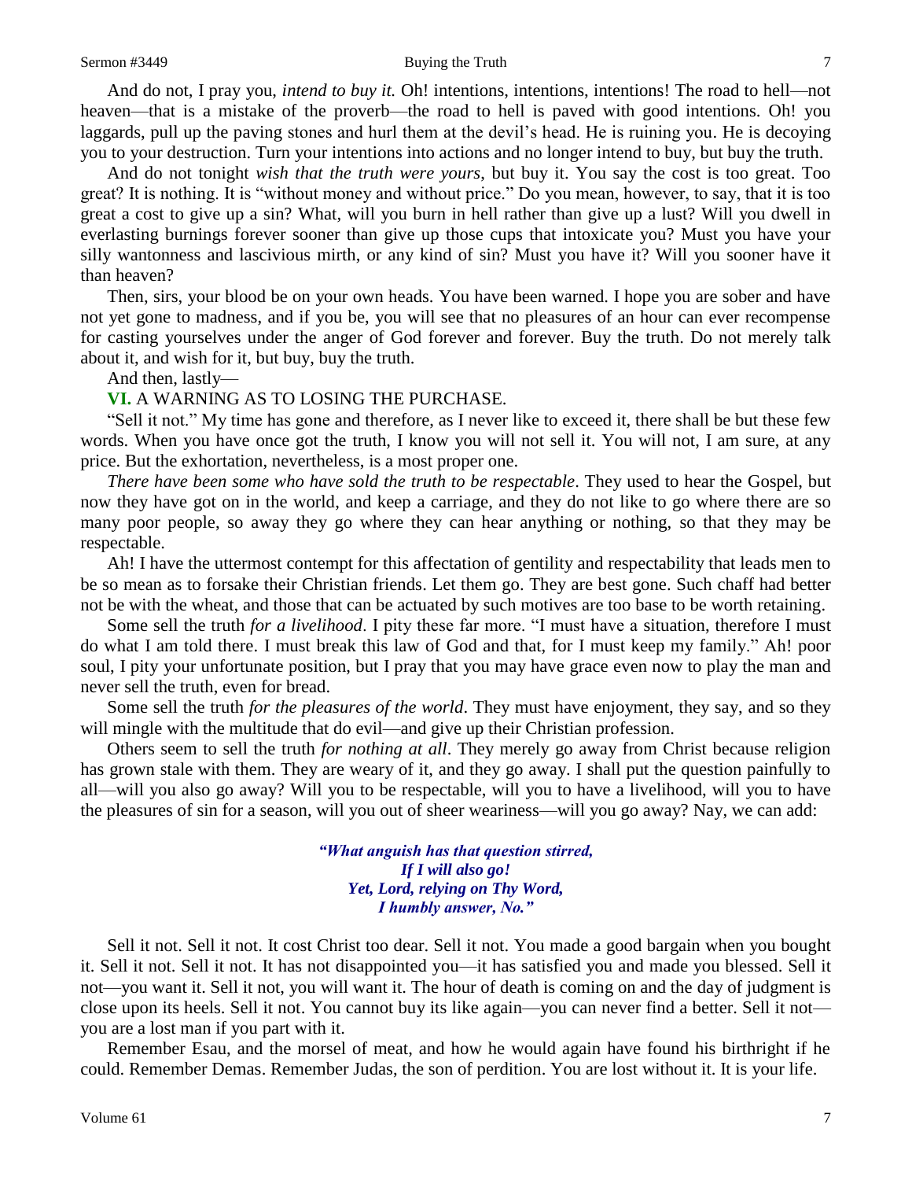And do not, I pray you, *intend to buy it.* Oh! intentions, intentions, intentions! The road to hell—not heaven—that is a mistake of the proverb—the road to hell is paved with good intentions. Oh! you laggards, pull up the paving stones and hurl them at the devil's head. He is ruining you. He is decoying you to your destruction. Turn your intentions into actions and no longer intend to buy, but buy the truth.

And do not tonight *wish that the truth were yours*, but buy it. You say the cost is too great. Too great? It is nothing. It is "without money and without price." Do you mean, however, to say, that it is too great a cost to give up a sin? What, will you burn in hell rather than give up a lust? Will you dwell in everlasting burnings forever sooner than give up those cups that intoxicate you? Must you have your silly wantonness and lascivious mirth, or any kind of sin? Must you have it? Will you sooner have it than heaven?

Then, sirs, your blood be on your own heads. You have been warned. I hope you are sober and have not yet gone to madness, and if you be, you will see that no pleasures of an hour can ever recompense for casting yourselves under the anger of God forever and forever. Buy the truth. Do not merely talk about it, and wish for it, but buy, buy the truth.

And then, lastly—

**VI.** A WARNING AS TO LOSING THE PURCHASE.

"Sell it not." My time has gone and therefore, as I never like to exceed it, there shall be but these few words. When you have once got the truth, I know you will not sell it. You will not, I am sure, at any price. But the exhortation, nevertheless, is a most proper one.

*There have been some who have sold the truth to be respectable*. They used to hear the Gospel, but now they have got on in the world, and keep a carriage, and they do not like to go where there are so many poor people, so away they go where they can hear anything or nothing, so that they may be respectable.

Ah! I have the uttermost contempt for this affectation of gentility and respectability that leads men to be so mean as to forsake their Christian friends. Let them go. They are best gone. Such chaff had better not be with the wheat, and those that can be actuated by such motives are too base to be worth retaining.

Some sell the truth *for a livelihood*. I pity these far more. "I must have a situation, therefore I must do what I am told there. I must break this law of God and that, for I must keep my family." Ah! poor soul, I pity your unfortunate position, but I pray that you may have grace even now to play the man and never sell the truth, even for bread.

Some sell the truth *for the pleasures of the world*. They must have enjoyment, they say, and so they will mingle with the multitude that do evil—and give up their Christian profession.

Others seem to sell the truth *for nothing at all*. They merely go away from Christ because religion has grown stale with them. They are weary of it, and they go away. I shall put the question painfully to all—will you also go away? Will you to be respectable, will you to have a livelihood, will you to have the pleasures of sin for a season, will you out of sheer weariness—will you go away? Nay, we can add:

> ***"What anguish has that question stirred,***
> ***If I will also go!***
> ***Yet, Lord, relying on Thy Word,***
> ***I humbly answer, No."***

Sell it not. Sell it not. It cost Christ too dear. Sell it not. You made a good bargain when you bought it. Sell it not. Sell it not. It has not disappointed you—it has satisfied you and made you blessed. Sell it not—you want it. Sell it not, you will want it. The hour of death is coming on and the day of judgment is close upon its heels. Sell it not. You cannot buy its like again—you can never find a better. Sell it not—you are a lost man if you part with it.

Remember Esau, and the morsel of meat, and how he would again have found his birthright if he could. Remember Demas. Remember Judas, the son of perdition. You are lost without it. It is your life.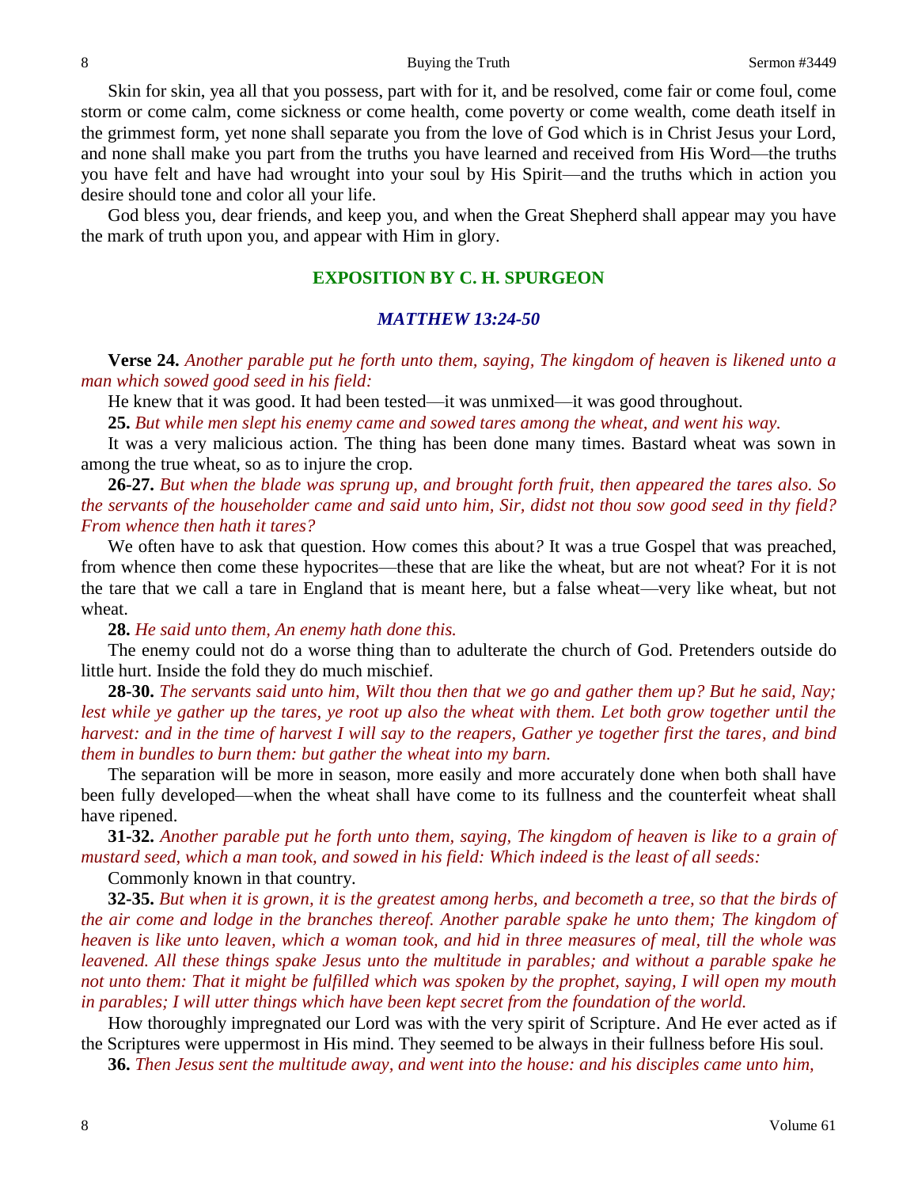Skin for skin, yea all that you possess, part with for it, and be resolved, come fair or come foul, come storm or come calm, come sickness or come health, come poverty or come wealth, come death itself in the grimmest form, yet none shall separate you from the love of God which is in Christ Jesus your Lord, and none shall make you part from the truths you have learned and received from His Word—the truths you have felt and have had wrought into your soul by His Spirit—and the truths which in action you desire should tone and color all your life.

God bless you, dear friends, and keep you, and when the Great Shepherd shall appear may you have the mark of truth upon you, and appear with Him in glory.

## EXPOSITION BY C. H. SPURGEON

### *MATTHEW 13:24-50*

**Verse 24.** *Another parable put he forth unto them, saying, The kingdom of heaven is likened unto a man which sowed good seed in his field:*

He knew that it was good. It had been tested—it was unmixed—it was good throughout.

**25.** *But while men slept his enemy came and sowed tares among the wheat, and went his way.*

It was a very malicious action. The thing has been done many times. Bastard wheat was sown in among the true wheat, so as to injure the crop.

**26-27.** *But when the blade was sprung up, and brought forth fruit, then appeared the tares also. So the servants of the householder came and said unto him, Sir, didst not thou sow good seed in thy field? From whence then hath it tares?*

We often have to ask that question. How comes this about*?* It was a true Gospel that was preached, from whence then come these hypocrites—these that are like the wheat, but are not wheat? For it is not the tare that we call a tare in England that is meant here, but a false wheat—very like wheat, but not wheat.

**28.** *He said unto them, An enemy hath done this.*

The enemy could not do a worse thing than to adulterate the church of God. Pretenders outside do little hurt. Inside the fold they do much mischief.

**28-30.** *The servants said unto him, Wilt thou then that we go and gather them up? But he said, Nay; lest while ye gather up the tares, ye root up also the wheat with them. Let both grow together until the harvest: and in the time of harvest I will say to the reapers, Gather ye together first the tares, and bind them in bundles to burn them: but gather the wheat into my barn.*

The separation will be more in season, more easily and more accurately done when both shall have been fully developed—when the wheat shall have come to its fullness and the counterfeit wheat shall have ripened.

**31-32.** *Another parable put he forth unto them, saying, The kingdom of heaven is like to a grain of mustard seed, which a man took, and sowed in his field: Which indeed is the least of all seeds:*

Commonly known in that country.

**32-35.** *But when it is grown, it is the greatest among herbs, and becometh a tree, so that the birds of the air come and lodge in the branches thereof. Another parable spake he unto them; The kingdom of heaven is like unto leaven, which a woman took, and hid in three measures of meal, till the whole was leavened. All these things spake Jesus unto the multitude in parables; and without a parable spake he not unto them: That it might be fulfilled which was spoken by the prophet, saying, I will open my mouth in parables; I will utter things which have been kept secret from the foundation of the world.*

How thoroughly impregnated our Lord was with the very spirit of Scripture. And He ever acted as if the Scriptures were uppermost in His mind. They seemed to be always in their fullness before His soul.

**36.** *Then Jesus sent the multitude away, and went into the house: and his disciples came unto him,*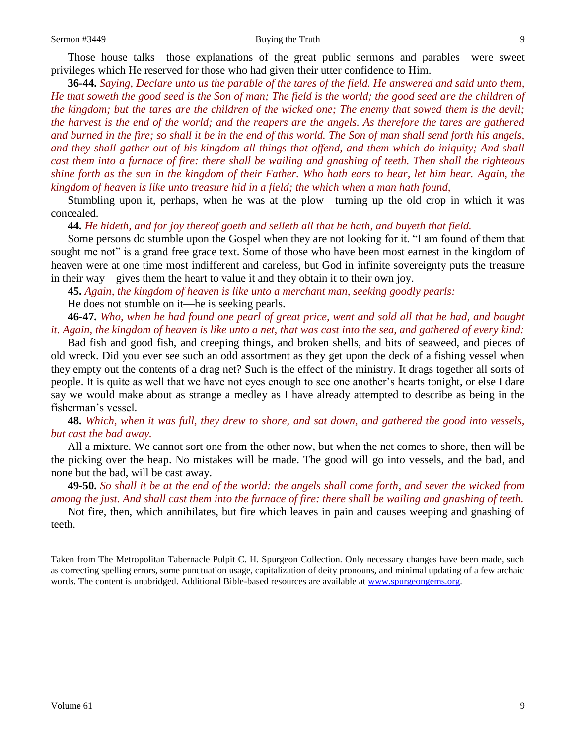Those house talks—those explanations of the great public sermons and parables—were sweet privileges which He reserved for those who had given their utter confidence to Him.

**36-44.** *Saying, Declare unto us the parable of the tares of the field. He answered and said unto them, He that soweth the good seed is the Son of man; The field is the world; the good seed are the children of the kingdom; but the tares are the children of the wicked one; The enemy that sowed them is the devil; the harvest is the end of the world; and the reapers are the angels. As therefore the tares are gathered and burned in the fire; so shall it be in the end of this world. The Son of man shall send forth his angels, and they shall gather out of his kingdom all things that offend, and them which do iniquity; And shall cast them into a furnace of fire: there shall be wailing and gnashing of teeth. Then shall the righteous shine forth as the sun in the kingdom of their Father. Who hath ears to hear, let him hear. Again, the kingdom of heaven is like unto treasure hid in a field; the which when a man hath found,*

Stumbling upon it, perhaps, when he was at the plow—turning up the old crop in which it was concealed.

**44.** *He hideth, and for joy thereof goeth and selleth all that he hath, and buyeth that field.*

Some persons do stumble upon the Gospel when they are not looking for it. "I am found of them that sought me not" is a grand free grace text. Some of those who have been most earnest in the kingdom of heaven were at one time most indifferent and careless, but God in infinite sovereignty puts the treasure in their way—gives them the heart to value it and they obtain it to their own joy.

**45.** *Again, the kingdom of heaven is like unto a merchant man, seeking goodly pearls:*

He does not stumble on it—he is seeking pearls.

**46-47.** *Who, when he had found one pearl of great price, went and sold all that he had, and bought it. Again, the kingdom of heaven is like unto a net, that was cast into the sea, and gathered of every kind:*

Bad fish and good fish, and creeping things, and broken shells, and bits of seaweed, and pieces of old wreck. Did you ever see such an odd assortment as they get upon the deck of a fishing vessel when they empty out the contents of a drag net? Such is the effect of the ministry. It drags together all sorts of people. It is quite as well that we have not eyes enough to see one another's hearts tonight, or else I dare say we would make about as strange a medley as I have already attempted to describe as being in the fisherman's vessel.

**48.** *Which, when it was full, they drew to shore, and sat down, and gathered the good into vessels, but cast the bad away.*

All a mixture. We cannot sort one from the other now, but when the net comes to shore, then will be the picking over the heap. No mistakes will be made. The good will go into vessels, and the bad, and none but the bad, will be cast away.

**49-50.** *So shall it be at the end of the world: the angels shall come forth, and sever the wicked from among the just. And shall cast them into the furnace of fire: there shall be wailing and gnashing of teeth.*

Not fire, then, which annihilates, but fire which leaves in pain and causes weeping and gnashing of teeth.

---

Taken from The Metropolitan Tabernacle Pulpit C. H. Spurgeon Collection. Only necessary changes have been made, such as correcting spelling errors, some punctuation usage, capitalization of deity pronouns, and minimal updating of a few archaic words. The content is unabridged. Additional Bible-based resources are available at www.spurgeongems.org.